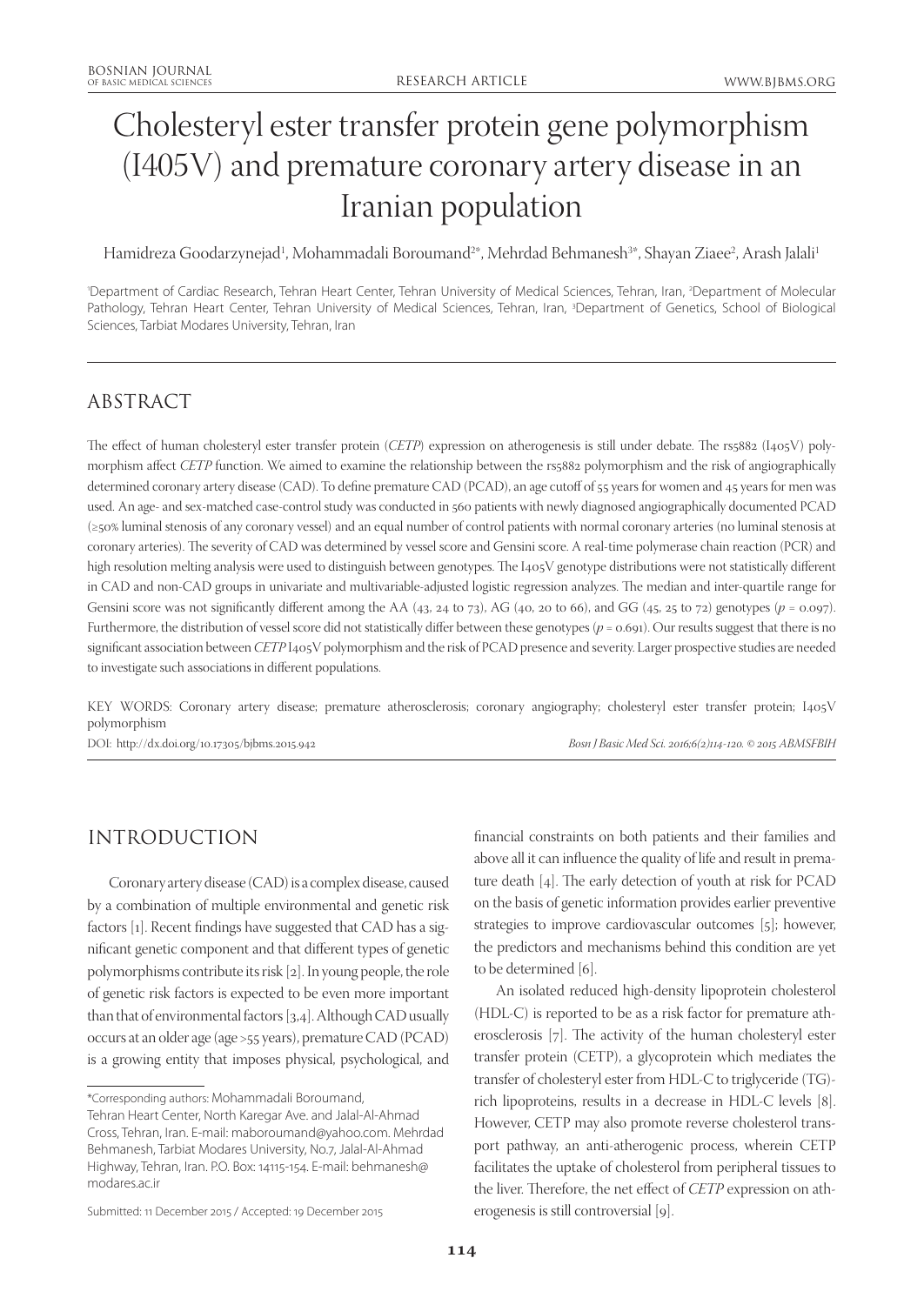# Cholesteryl ester transfer protein gene polymorphism (I405V) and premature coronary artery disease in an Iranian population

Hamidreza Goodarzynejad[1], Mohammadali Boroumand[2*], Mehrdad Behmanesh[3*], Shayan Ziaee[2], Arash Jalali[1]

[1]Department of Cardiac Research, Tehran Heart Center, Tehran University of Medical Sciences, Tehran, Iran, [2]Department of Molecular Pathology, Tehran Heart Center, Tehran University of Medical Sciences, Tehran, Iran, [3]Department of Genetics, School of Biological Sciences, Tarbiat Modares University, Tehran, Iran

## ABSTRACT

The effect of human cholesteryl ester transfer protein (*CETP*) expression on atherogenesis is still under debate. The rs5882 (I405V) polymorphism affect *CETP* function. We aimed to examine the relationship between the rs5882 polymorphism and the risk of angiographically determined coronary artery disease (CAD). To define premature CAD (PCAD), an age cutoff of 55 years for women and 45 years for men was used. An age- and sex-matched case-control study was conducted in 560 patients with newly diagnosed angiographically documented PCAD (≥50% luminal stenosis of any coronary vessel) and an equal number of control patients with normal coronary arteries (no luminal stenosis at coronary arteries). The severity of CAD was determined by vessel score and Gensini score. A real-time polymerase chain reaction (PCR) and high resolution melting analysis were used to distinguish between genotypes. The I405V genotype distributions were not statistically different in CAD and non-CAD groups in univariate and multivariable-adjusted logistic regression analyzes. The median and inter-quartile range for Gensini score was not significantly different among the AA (43, 24 to 73), AG (40, 20 to 66), and GG (45, 25 to 72) genotypes ($p$ = 0.097). Furthermore, the distribution of vessel score did not statistically differ between these genotypes ($p$ = 0.691). Our results suggest that there is no significant association between *CETP* I405V polymorphism and the risk of PCAD presence and severity. Larger prospective studies are needed to investigate such associations in different populations.

KEY WORDS: Coronary artery disease; premature atherosclerosis; coronary angiography; cholesteryl ester transfer protein; I405V polymorphism

DOI: http://dx.doi.org/10.17305/bjbms.2015.942

*Bosn J Basic Med Sci. 2016;6(2)114-120. © 2015 ABMSFBIH*

## INTRODUCTION

Coronary artery disease (CAD) is a complex disease, caused by a combination of multiple environmental and genetic risk factors [1]. Recent findings have suggested that CAD has a significant genetic component and that different types of genetic polymorphisms contribute its risk [2]. In young people, the role of genetic risk factors is expected to be even more important than that of environmental factors [3,4]. Although CAD usually occurs at an older age (age >55 years), premature CAD (PCAD) is a growing entity that imposes physical, psychological, and financial constraints on both patients and their families and above all it can influence the quality of life and result in premature death [4]. The early detection of youth at risk for PCAD on the basis of genetic information provides earlier preventive strategies to improve cardiovascular outcomes [5]; however, the predictors and mechanisms behind this condition are yet to be determined [6].

An isolated reduced high-density lipoprotein cholesterol (HDL-C) is reported to be as a risk factor for premature atherosclerosis [7]. The activity of the human cholesteryl ester transfer protein (CETP), a glycoprotein which mediates the transfer of cholesteryl ester from HDL-C to triglyceride (TG)-rich lipoproteins, results in a decrease in HDL-C levels [8]. However, CETP may also promote reverse cholesterol transport pathway, an anti-atherogenic process, wherein CETP facilitates the uptake of cholesterol from peripheral tissues to the liver. Therefore, the net effect of *CETP* expression on atherogenesis is still controversial [9].

*Corresponding authors: Mohammadali Boroumand, Tehran Heart Center, North Karegar Ave. and Jalal-Al-Ahmad Cross, Tehran, Iran. E-mail: maboroumand@yahoo.com. Mehrdad Behmanesh, Tarbiat Modares University, No.7, Jalal-Al-Ahmad Highway, Tehran, Iran. P.O. Box: 14115-154. E-mail: behmanesh@modares.ac.ir

Submitted: 11 December 2015 / Accepted: 19 December 2015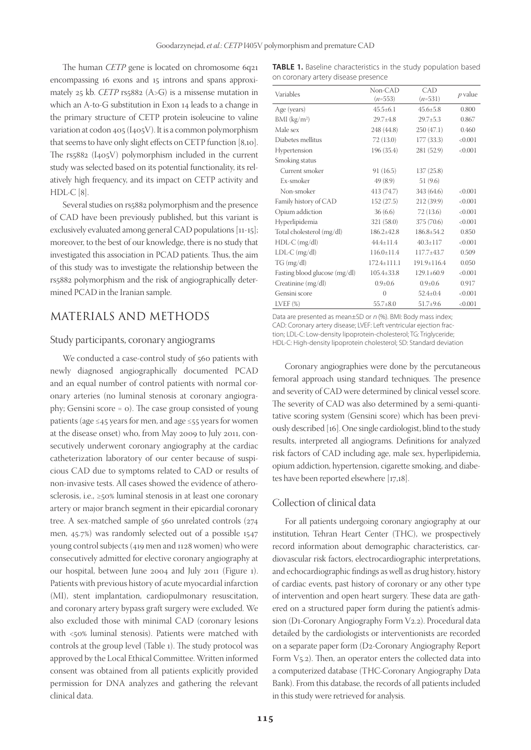The human *CETP* gene is located on chromosome 6q21 encompassing 16 exons and 15 introns and spans approximately 25 kb. *CETP* rs5882 (A>G) is a missense mutation in which an A-to-G substitution in Exon 14 leads to a change in the primary structure of CETP protein isoleucine to valine variation at codon 405 (I405V). It is a common polymorphism that seems to have only slight effects on CETP function [8,10]. The rs5882 (I405V) polymorphism included in the current study was selected based on its potential functionality, its relatively high frequency, and its impact on CETP activity and HDL-C [8].

Several studies on rs5882 polymorphism and the presence of CAD have been previously published, but this variant is exclusively evaluated among general CAD populations [11-15]; moreover, to the best of our knowledge, there is no study that investigated this association in PCAD patients. Thus, the aim of this study was to investigate the relationship between the rs5882 polymorphism and the risk of angiographically determined PCAD in the Iranian sample.

## MATERIALS AND METHODS

### Study participants, coronary angiograms

We conducted a case-control study of 560 patients with newly diagnosed angiographically documented PCAD and an equal number of control patients with normal coronary arteries (no luminal stenosis at coronary angiography; Gensini score = 0). The case group consisted of young patients (age ≤45 years for men, and age ≤55 years for women at the disease onset) who, from May 2009 to July 2011, consecutively underwent coronary angiography at the cardiac catheterization laboratory of our center because of suspicious CAD due to symptoms related to CAD or results of non-invasive tests. All cases showed the evidence of atherosclerosis, i.e., ≥50% luminal stenosis in at least one coronary artery or major branch segment in their epicardial coronary tree. A sex-matched sample of 560 unrelated controls (274 men, 45.7%) was randomly selected out of a possible 1547 young control subjects (419 men and 1128 women) who were consecutively admitted for elective coronary angiography at our hospital, between June 2004 and July 2011 (Figure 1). Patients with previous history of acute myocardial infarction (MI), stent implantation, cardiopulmonary resuscitation, and coronary artery bypass graft surgery were excluded. We also excluded those with minimal CAD (coronary lesions with <50% luminal stenosis). Patients were matched with controls at the group level (Table 1). The study protocol was approved by the Local Ethical Committee. Written informed consent was obtained from all patients explicitly provided permission for DNA analyzes and gathering the relevant clinical data.

**TABLE 1.** Baseline characteristics in the study population based on coronary artery disease presence

| Variables | Non-CAD (n=553) | CAD (n=531) | p value |
|---|---|---|---|
| Age (years) | 45.5±6.1 | 45.6±5.8 | 0.800 |
| BMI (kg/m$^2$) | 29.7±4.8 | 29.7±5.3 | 0.867 |
| Male sex | 248 (44.8) | 250 (47.1) | 0.460 |
| Diabetes mellitus | 72 (13.0) | 177 (33.3) | <0.001 |
| Hypertension | 196 (35.4) | 281 (52.9) | <0.001 |
| Smoking status | | | |
| Current smoker | 91 (16.5) | 137 (25.8) | |
| Ex-smoker | 49 (8.9) | 51 (9.6) | |
| Non-smoker | 413 (74.7) | 343 (64.6) | <0.001 |
| Family history of CAD | 152 (27.5) | 212 (39.9) | <0.001 |
| Opium addiction | 36 (6.6) | 72 (13.6) | <0.001 |
| Hyperlipidemia | 321 (58.0) | 375 (70.6) | <0.001 |
| Total cholesterol (mg/dl) | 186.2±42.8 | 186.8±54.2 | 0.850 |
| HDL-C (mg/dl) | 44.4±11.4 | 40.3±117 | <0.001 |
| LDL-C (mg/dl) | 116.0±11.4 | 117.7±43.7 | 0.509 |
| TG (mg/dl) | 172.4±111.1 | 191.9±116.4 | 0.050 |
| Fasting blood glucose (mg/dl) | 105.4±33.8 | 129.1±60.9 | <0.001 |
| Creatinine (mg/dl) | 0.9±0.6 | 0.9±0.6 | 0.917 |
| Gensini score | 0 | 52.4±0.4 | <0.001 |
| LVEF (%) | 55.7±8.0 | 51.7±9.6 | <0.001 |

Data are presented as mean±SD or n (%). BMI: Body mass index; CAD: Coronary artery disease; LVEF: Left ventricular ejection fraction; LDL-C: Low-density lipoprotein-cholesterol; TG: Triglyceride; HDL-C: High-density lipoprotein cholesterol; SD: Standard deviation

Coronary angiographies were done by the percutaneous femoral approach using standard techniques. The presence and severity of CAD were determined by clinical vessel score. The severity of CAD was also determined by a semi-quantitative scoring system (Gensini score) which has been previously described [16]. One single cardiologist, blind to the study results, interpreted all angiograms. Definitions for analyzed risk factors of CAD including age, male sex, hyperlipidemia, opium addiction, hypertension, cigarette smoking, and diabetes have been reported elsewhere [17,18].

### Collection of clinical data

For all patients undergoing coronary angiography at our institution, Tehran Heart Center (THC), we prospectively record information about demographic characteristics, cardiovascular risk factors, electrocardiographic interpretations, and echocardiographic findings as well as drug history, history of cardiac events, past history of coronary or any other type of intervention and open heart surgery. These data are gathered on a structured paper form during the patient's admission (D1-Coronary Angiography Form V2.2). Procedural data detailed by the cardiologists or interventionists are recorded on a separate paper form (D2-Coronary Angiography Report Form V5.2). Then, an operator enters the collected data into a computerized database (THC-Coronary Angiography Data Bank). From this database, the records of all patients included in this study were retrieved for analysis.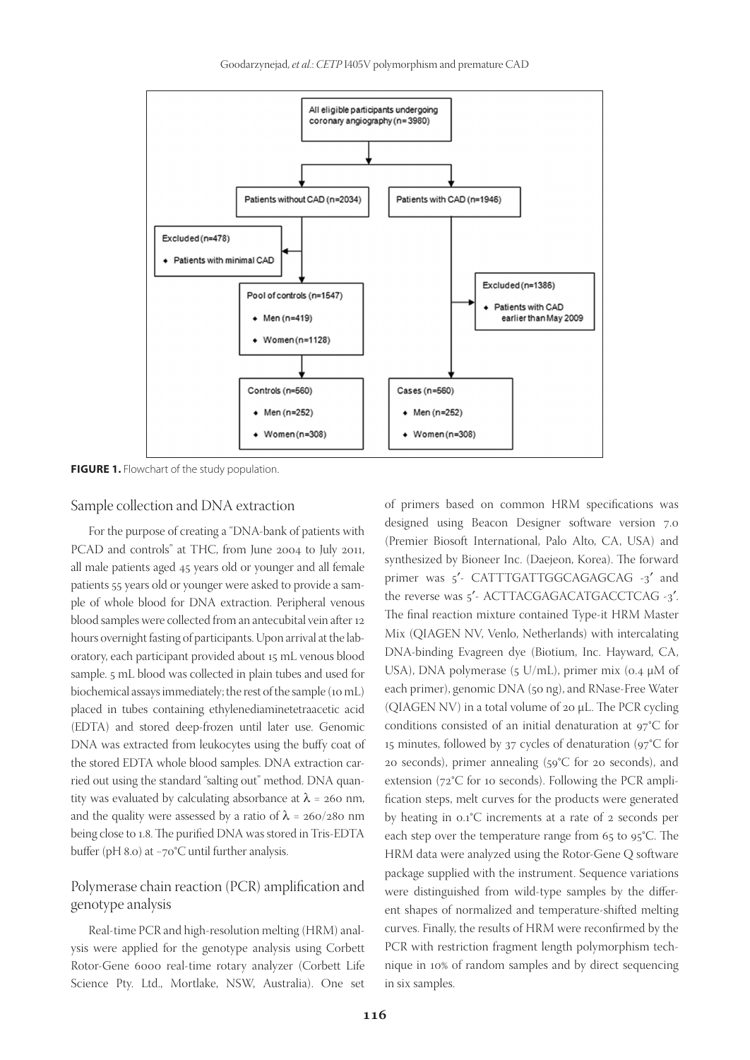All eligible participants undergoing coronary angiography (n=3980)

- Patients without CAD (n=2034)
  - Excluded (n=478)
    - Patients with minimal CAD
  - Pool of controls (n=1547)
    - Men (n=419)
    - Women (n=1128)
  - Controls (n=560)
    - Men (n=252)
    - Women (n=308)
- Patients with CAD (n=1946)
  - Excluded (n=1386)
    - Patients with CAD earlier than May 2009
  - Cases (n=560)
    - Men (n=252)
    - Women (n=308)

**FIGURE 1.** Flowchart of the study population.

## Sample collection and DNA extraction

For the purpose of creating a "DNA-bank of patients with PCAD and controls" at THC, from June 2004 to July 2011, all male patients aged 45 years old or younger and all female patients 55 years old or younger were asked to provide a sample of whole blood for DNA extraction. Peripheral venous blood samples were collected from an antecubital vein after 12 hours overnight fasting of participants. Upon arrival at the laboratory, each participant provided about 15 mL venous blood sample. 5 mL blood was collected in plain tubes and used for biochemical assays immediately; the rest of the sample (10 mL) placed in tubes containing ethylenediaminetetraacetic acid (EDTA) and stored deep-frozen until later use. Genomic DNA was extracted from leukocytes using the buffy coat of the stored EDTA whole blood samples. DNA extraction carried out using the standard "salting out" method. DNA quantity was evaluated by calculating absorbance at $\lambda$ = 260 nm, and the quality were assessed by a ratio of $\lambda$ = 260/280 nm being close to 1.8. The purified DNA was stored in Tris-EDTA buffer (pH 8.0) at −70°C until further analysis.

## Polymerase chain reaction (PCR) amplification and genotype analysis

Real-time PCR and high-resolution melting (HRM) analysis were applied for the genotype analysis using Corbett Rotor-Gene 6000 real-time rotary analyzer (Corbett Life Science Pty. Ltd., Mortlake, NSW, Australia). One set of primers based on common HRM specifications was designed using Beacon Designer software version 7.0 (Premier Biosoft International, Palo Alto, CA, USA) and synthesized by Bioneer Inc. (Daejeon, Korea). The forward primer was 5′- CATTTGATTGGCAGAGCAG -3′ and the reverse was 5′- ACTTACGAGACATGACCTCAG -3′. The final reaction mixture contained Type-it HRM Master Mix (QIAGEN NV, Venlo, Netherlands) with intercalating DNA-binding Evagreen dye (Biotium, Inc. Hayward, CA, USA), DNA polymerase (5 U/mL), primer mix (0.4 μM of each primer), genomic DNA (50 ng), and RNase-Free Water (QIAGEN NV) in a total volume of 20 μL. The PCR cycling conditions consisted of an initial denaturation at 97°C for 15 minutes, followed by 37 cycles of denaturation (97°C for 20 seconds), primer annealing (59°C for 20 seconds), and extension (72°C for 10 seconds). Following the PCR amplification steps, melt curves for the products were generated by heating in 0.1°C increments at a rate of 2 seconds per each step over the temperature range from 65 to 95°C. The HRM data were analyzed using the Rotor-Gene Q software package supplied with the instrument. Sequence variations were distinguished from wild-type samples by the different shapes of normalized and temperature-shifted melting curves. Finally, the results of HRM were reconfirmed by the PCR with restriction fragment length polymorphism technique in 10% of random samples and by direct sequencing in six samples.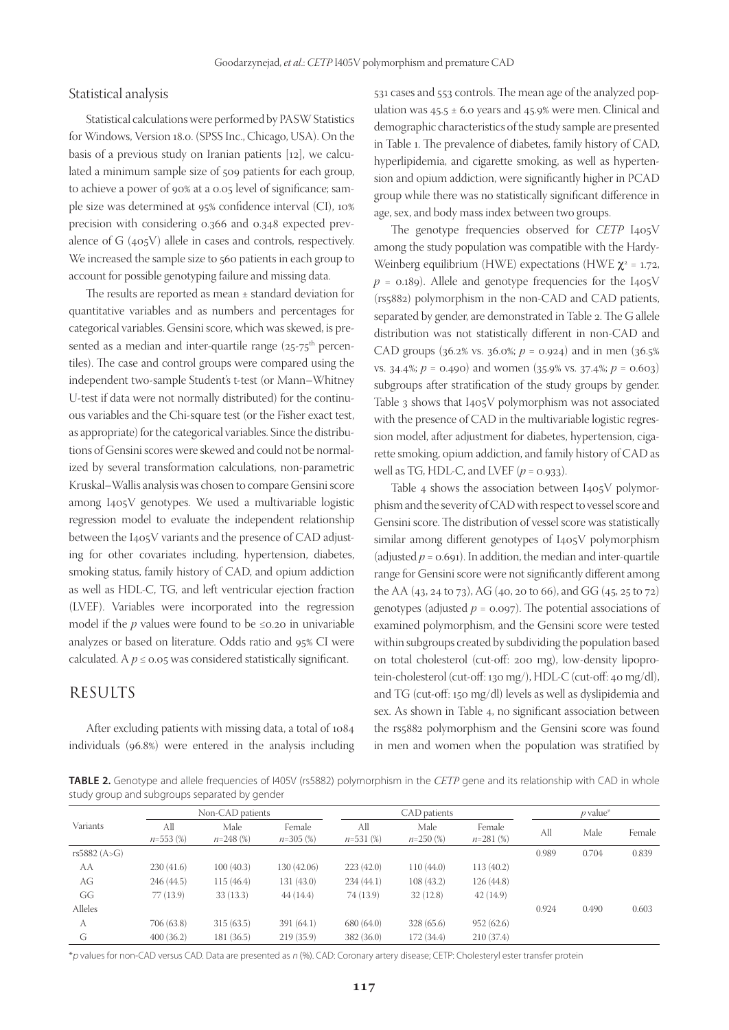## Statistical analysis

Statistical calculations were performed by PASW Statistics for Windows, Version 18.0. (SPSS Inc., Chicago, USA). On the basis of a previous study on Iranian patients [12], we calculated a minimum sample size of 509 patients for each group, to achieve a power of 90% at a 0.05 level of significance; sample size was determined at 95% confidence interval (CI), 10% precision with considering 0.366 and 0.348 expected prevalence of G (405V) allele in cases and controls, respectively. We increased the sample size to 560 patients in each group to account for possible genotyping failure and missing data.

The results are reported as mean ± standard deviation for quantitative variables and as numbers and percentages for categorical variables. Gensini score, which was skewed, is presented as a median and inter-quartile range (25-75$^{th}$ percentiles). The case and control groups were compared using the independent two-sample Student's t-test (or Mann–Whitney U-test if data were not normally distributed) for the continuous variables and the Chi-square test (or the Fisher exact test, as appropriate) for the categorical variables. Since the distributions of Gensini scores were skewed and could not be normalized by several transformation calculations, non-parametric Kruskal–Wallis analysis was chosen to compare Gensini score among I405V genotypes. We used a multivariable logistic regression model to evaluate the independent relationship between the I405V variants and the presence of CAD adjusting for other covariates including, hypertension, diabetes, smoking status, family history of CAD, and opium addiction as well as HDL-C, TG, and left ventricular ejection fraction (LVEF). Variables were incorporated into the regression model if the $p$ values were found to be ≤0.20 in univariable analyzes or based on literature. Odds ratio and 95% CI were calculated. A $p \leq 0.05$ was considered statistically significant.

# RESULTS

After excluding patients with missing data, a total of 1084 individuals (96.8%) were entered in the analysis including 531 cases and 553 controls. The mean age of the analyzed population was 45.5 ± 6.0 years and 45.9% were men. Clinical and demographic characteristics of the study sample are presented in Table 1. The prevalence of diabetes, family history of CAD, hyperlipidemia, and cigarette smoking, as well as hypertension and opium addiction, were significantly higher in PCAD group while there was no statistically significant difference in age, sex, and body mass index between two groups.

The genotype frequencies observed for *CETP* I405V among the study population was compatible with the Hardy-Weinberg equilibrium (HWE) expectations (HWE $\chi^2$ = 1.72, $p$ = 0.189). Allele and genotype frequencies for the I405V (rs5882) polymorphism in the non-CAD and CAD patients, separated by gender, are demonstrated in Table 2. The G allele distribution was not statistically different in non-CAD and CAD groups (36.2% vs. 36.0%; $p$ = 0.924) and in men (36.5% vs. 34.4%; $p$ = 0.490) and women (35.9% vs. 37.4%; $p$ = 0.603) subgroups after stratification of the study groups by gender. Table 3 shows that I405V polymorphism was not associated with the presence of CAD in the multivariable logistic regression model, after adjustment for diabetes, hypertension, cigarette smoking, opium addiction, and family history of CAD as well as TG, HDL-C, and LVEF ($p$ = 0.933).

Table 4 shows the association between I405V polymorphism and the severity of CAD with respect to vessel score and Gensini score. The distribution of vessel score was statistically similar among different genotypes of I405V polymorphism (adjusted $p$ = 0.691). In addition, the median and inter-quartile range for Gensini score were not significantly different among the AA (43, 24 to 73), AG (40, 20 to 66), and GG (45, 25 to 72) genotypes (adjusted $p$ = 0.097). The potential associations of examined polymorphism, and the Gensini score were tested within subgroups created by subdividing the population based on total cholesterol (cut-off: 200 mg), low-density lipoprotein-cholesterol (cut-off: 130 mg/), HDL-C (cut-off: 40 mg/dl), and TG (cut-off: 150 mg/dl) levels as well as dyslipidemia and sex. As shown in Table 4, no significant association between the rs5882 polymorphism and the Gensini score was found in men and women when the population was stratified by

**TABLE 2.** Genotype and allele frequencies of I405V (rs5882) polymorphism in the *CETP* gene and its relationship with CAD in whole study group and subgroups separated by gender

| Variants | Non-CAD patients | | | CAD patients | | | $p$ value* | | |
|---|---|---|---|---|---|---|---|---|---|
| | All $n$=553 (%) | Male $n$=248 (%) | Female $n$=305 (%) | All $n$=531 (%) | Male $n$=250 (%) | Female $n$=281 (%) | All | Male | Female |
| rs5882 (A>G) | | | | | | | 0.989 | 0.704 | 0.839 |
| AA | 230 (41.6) | 100 (40.3) | 130 (42.06) | 223 (42.0) | 110 (44.0) | 113 (40.2) | | | |
| AG | 246 (44.5) | 115 (46.4) | 131 (43.0) | 234 (44.1) | 108 (43.2) | 126 (44.8) | | | |
| GG | 77 (13.9) | 33 (13.3) | 44 (14.4) | 74 (13.9) | 32 (12.8) | 42 (14.9) | | | |
| Alleles | | | | | | | 0.924 | 0.490 | 0.603 |
| A | 706 (63.8) | 315 (63.5) | 391 (64.1) | 680 (64.0) | 328 (65.6) | 952 (62.6) | | | |
| G | 400 (36.2) | 181 (36.5) | 219 (35.9) | 382 (36.0) | 172 (34.4) | 210 (37.4) | | | |

*$p$ values for non-CAD versus CAD. Data are presented as $n$ (%). CAD: Coronary artery disease; CETP: Cholesteryl ester transfer protein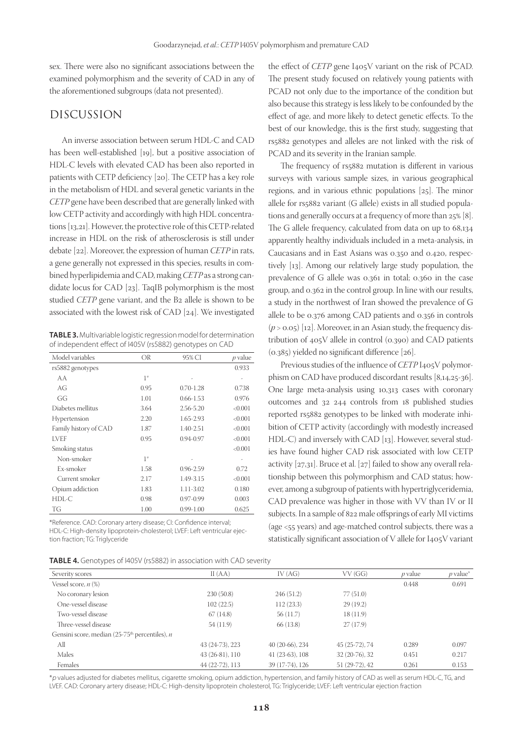sex. There were also no significant associations between the examined polymorphism and the severity of CAD in any of the aforementioned subgroups (data not presented).

## DISCUSSION

An inverse association between serum HDL-C and CAD has been well-established [19], but a positive association of HDL-C levels with elevated CAD has been also reported in patients with CETP deficiency [20]. The CETP has a key role in the metabolism of HDL and several genetic variants in the *CETP* gene have been described that are generally linked with low CETP activity and accordingly with high HDL concentrations [13,21]. However, the protective role of this CETP-related increase in HDL on the risk of atherosclerosis is still under debate [22]. Moreover, the expression of human *CETP* in rats, a gene generally not expressed in this species, results in combined hyperlipidemia and CAD, making *CETP* as a strong candidate locus for CAD [23]. TaqIB polymorphism is the most studied *CETP* gene variant, and the B2 allele is shown to be associated with the lowest risk of CAD [24]. We investigated the effect of *CETP* gene I405V variant on the risk of PCAD. The present study focused on relatively young patients with PCAD not only due to the importance of the condition but also because this strategy is less likely to be confounded by the effect of age, and more likely to detect genetic effects. To the best of our knowledge, this is the first study, suggesting that rs5882 genotypes and alleles are not linked with the risk of PCAD and its severity in the Iranian sample.

The frequency of rs5882 mutation is different in various surveys with various sample sizes, in various geographical regions, and in various ethnic populations [25]. The minor allele for rs5882 variant (G allele) exists in all studied populations and generally occurs at a frequency of more than 25% [8]. The G allele frequency, calculated from data on up to 68,134 apparently healthy individuals included in a meta-analysis, in Caucasians and in East Asians was 0.350 and 0.420, respectively [13]. Among our relatively large study population, the prevalence of G allele was 0.361 in total; 0.360 in the case group, and 0.362 in the control group. In line with our results, a study in the northwest of Iran showed the prevalence of G allele to be 0.376 among CAD patients and 0.356 in controls ($p > 0.05$) [12]. Moreover, in an Asian study, the frequency distribution of 405V allele in control (0.390) and CAD patients (0.385) yielded no significant difference [26].

Previous studies of the influence of *CETP* I405V polymorphism on CAD have produced discordant results [8,14,25-36]. One large meta-analysis using 10,313 cases with coronary outcomes and 32 244 controls from 18 published studies reported rs5882 genotypes to be linked with moderate inhibition of CETP activity (accordingly with modestly increased HDL-C) and inversely with CAD [13]. However, several studies have found higher CAD risk associated with low CETP activity [27,31]. Bruce et al. [27] failed to show any overall relationship between this polymorphism and CAD status; however, among a subgroup of patients with hypertriglyceridemia, CAD prevalence was higher in those with VV than IV or II subjects. In a sample of 822 male offsprings of early MI victims (age <55 years) and age-matched control subjects, there was a statistically significant association of V allele for I405V variant

**TABLE 3.** Multivariable logistic regression model for determination of independent effect of I405V (rs5882) genotypes on CAD

| Model variables | OR | 95% CI | *p* value |
|---|---|---|---|
| rs5882 genotypes | | | 0.933 |
| AA | 1* | - | - |
| AG | 0.95 | 0.70-1.28 | 0.738 |
| GG | 1.01 | 0.66-1.53 | 0.976 |
| Diabetes mellitus | 3.64 | 2.56-5.20 | <0.001 |
| Hypertension | 2.20 | 1.65-2.93 | <0.001 |
| Family history of CAD | 1.87 | 1.40-2.51 | <0.001 |
| LVEF | 0.95 | 0.94-0.97 | <0.001 |
| Smoking status | | | <0.001 |
| Non-smoker | 1* | - | - |
| Ex-smoker | 1.58 | 0.96-2.59 | 0.72 |
| Current smoker | 2.17 | 1.49-3.15 | <0.001 |
| Opium addiction | 1.83 | 1.11-3.02 | 0.180 |
| HDL-C | 0.98 | 0.97-0.99 | 0.003 |
| TG | 1.00 | 0.99-1.00 | 0.625 |

*Reference. CAD: Coronary artery disease; CI: Confidence interval; HDL-C: High-density lipoprotein-cholesterol; LVEF: Left ventricular ejection fraction; TG: Triglyceride

**TABLE 4.** Genotypes of I405V (rs5882) in association with CAD severity

| Severity scores | II (AA) | IV (AG) | VV (GG) | *p* value | *p* value* |
|---|---|---|---|---|---|
| Vessel score, *n* (%) | | | | 0.448 | 0.691 |
| No coronary lesion | 230 (50.8) | 246 (51.2) | 77 (51.0) | | |
| One-vessel disease | 102 (22.5) | 112 (23.3) | 29 (19.2) | | |
| Two-vessel disease | 67 (14.8) | 56 (11.7) | 18 (11.9) | | |
| Three-vessel disease | 54 (11.9) | 66 (13.8) | 27 (17.9) | | |
| Gensini score, median (25-75$^{th}$ percentiles), *n* | | | | | |
| All | 43 (24-73), 223 | 40 (20-66), 234 | 45 (25-72), 74 | 0.289 | 0.097 |
| Males | 43 (26-81), 110 | 41 (23-63), 108 | 32 (20-76), 32 | 0.451 | 0.217 |
| Females | 44 (22-72), 113 | 39 (17-74), 126 | 51 (29-72), 42 | 0.261 | 0.153 |

**p* values adjusted for diabetes mellitus, cigarette smoking, opium addiction, hypertension, and family history of CAD as well as serum HDL-C, TG, and LVEF. CAD: Coronary artery disease; HDL-C: High-density lipoprotein cholesterol; TG: Triglyceride; LVEF: Left ventricular ejection fraction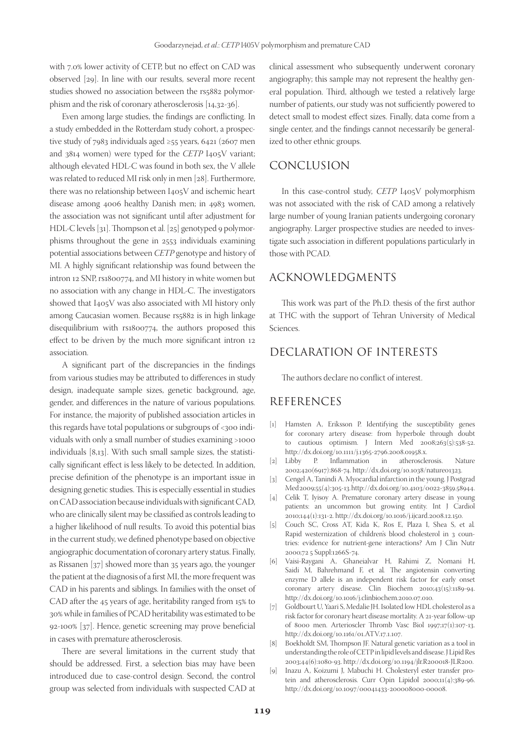with 7.0% lower activity of CETP, but no effect on CAD was observed [29]. In line with our results, several more recent studies showed no association between the rs5882 polymorphism and the risk of coronary atherosclerosis [14,32-36].

Even among large studies, the findings are conflicting. In a study embedded in the Rotterdam study cohort, a prospective study of 7983 individuals aged ≥55 years, 6421 (2607 men and 3814 women) were typed for the *CETP* I405V variant; although elevated HDL-C was found in both sex, the V allele was related to reduced MI risk only in men [28]. Furthermore, there was no relationship between I405V and ischemic heart disease among 4006 healthy Danish men; in 4983 women, the association was not significant until after adjustment for HDL-C levels [31]. Thompson et al. [25] genotyped 9 polymorphisms throughout the gene in 2553 individuals examining potential associations between *CETP* genotype and history of MI. A highly significant relationship was found between the intron 12 SNP, rs1800774, and MI history in white women but no association with any change in HDL-C. The investigators showed that I405V was also associated with MI history only among Caucasian women. Because rs5882 is in high linkage disequilibrium with rs1800774, the authors proposed this effect to be driven by the much more significant intron 12 association.

A significant part of the discrepancies in the findings from various studies may be attributed to differences in study design, inadequate sample sizes, genetic background, age, gender, and differences in the nature of various populations. For instance, the majority of published association articles in this regards have total populations or subgroups of <300 individuals with only a small number of studies examining >1000 individuals [8,13]. With such small sample sizes, the statistically significant effect is less likely to be detected. In addition, precise definition of the phenotype is an important issue in designing genetic studies. This is especially essential in studies on CAD association because individuals with significant CAD, who are clinically silent may be classified as controls leading to a higher likelihood of null results. To avoid this potential bias in the current study, we defined phenotype based on objective angiographic documentation of coronary artery status. Finally, as Rissanen [37] showed more than 35 years ago, the younger the patient at the diagnosis of a first MI, the more frequent was CAD in his parents and siblings. In families with the onset of CAD after the 45 years of age, heritability ranged from 15% to 30% while in families of PCAD heritability was estimated to be 92-100% [37]. Hence, genetic screening may prove beneficial in cases with premature atherosclerosis.

There are several limitations in the current study that should be addressed. First, a selection bias may have been introduced due to case-control design. Second, the control group was selected from individuals with suspected CAD at clinical assessment who subsequently underwent coronary angiography; this sample may not represent the healthy general population. Third, although we tested a relatively large number of patients, our study was not sufficiently powered to detect small to modest effect sizes. Finally, data come from a single center, and the findings cannot necessarily be generalized to other ethnic groups.

## CONCLUSION

In this case-control study, *CETP* I405V polymorphism was not associated with the risk of CAD among a relatively large number of young Iranian patients undergoing coronary angiography. Larger prospective studies are needed to investigate such association in different populations particularly in those with PCAD.

## ACKNOWLEDGMENTS

This work was part of the Ph.D. thesis of the first author at THC with the support of Tehran University of Medical Sciences.

## DECLARATION OF INTERESTS

The authors declare no conflict of interest.

## REFERENCES

[1] Hamsten A, Eriksson P. Identifying the susceptibility genes for coronary artery disease: from hyperbole through doubt to cautious optimism. J Intern Med 2008;263(5):538-52. http://dx.doi.org/10.1111/j.1365-2796.2008.01958.x.

[2] Libby P. Inflammation in atherosclerosis. Nature 2002;420(6917):868-74. http://dx.doi.org/10.1038/nature01323.

[3] Cengel A, Tanindi A. Myocardial infarction in the young. J Postgrad Med 2009;55(4):305-13. http://dx.doi.org/10.4103/0022-3859.58944.

[4] Celik T, Iyisoy A. Premature coronary artery disease in young patients: an uncommon but growing entity. Int J Cardiol 2010;144(1):131-2. http://dx.doi.org/10.1016/j.ijcard.2008.12.150.

[5] Couch SC, Cross AT, Kida K, Ros E, Plaza I, Shea S, et al. Rapid westernization of children's blood cholesterol in 3 countries: evidence for nutrient-gene interactions? Am J Clin Nutr 2000;72 5 Suppl:1266S-74.

[6] Vaisi-Raygani A, Ghaneialvar H, Rahimi Z, Nomani H, Saidi M, Bahrehmand F, et al. The angiotensin converting enzyme D allele is an independent risk factor for early onset coronary artery disease. Clin Biochem 2010;43(15):1189-94. http://dx.doi.org/10.1016/j.clinbiochem.2010.07.010.

[7] Goldbourt U, Yaari S, Medalie JH. Isolated low HDL cholesterol as a risk factor for coronary heart disease mortality. A 21-year follow-up of 8000 men. Arterioscler Thromb Vasc Biol 1997;17(1):107-13. http://dx.doi.org/10.1161/01.ATV.17.1.107.

[8] Boekholdt SM, Thompson JF. Natural genetic variation as a tool in understanding the role of CETP in lipid levels and disease. J Lipid Res 2003;44(6):1080-93. http://dx.doi.org/10.1194/jlr.R200018-JLR200.

[9] Inazu A, Koizumi J, Mabuchi H. Cholesteryl ester transfer protein and atherosclerosis. Curr Opin Lipidol 2000;11(4):389-96. http://dx.doi.org/10.1097/00041433-200008000-00008.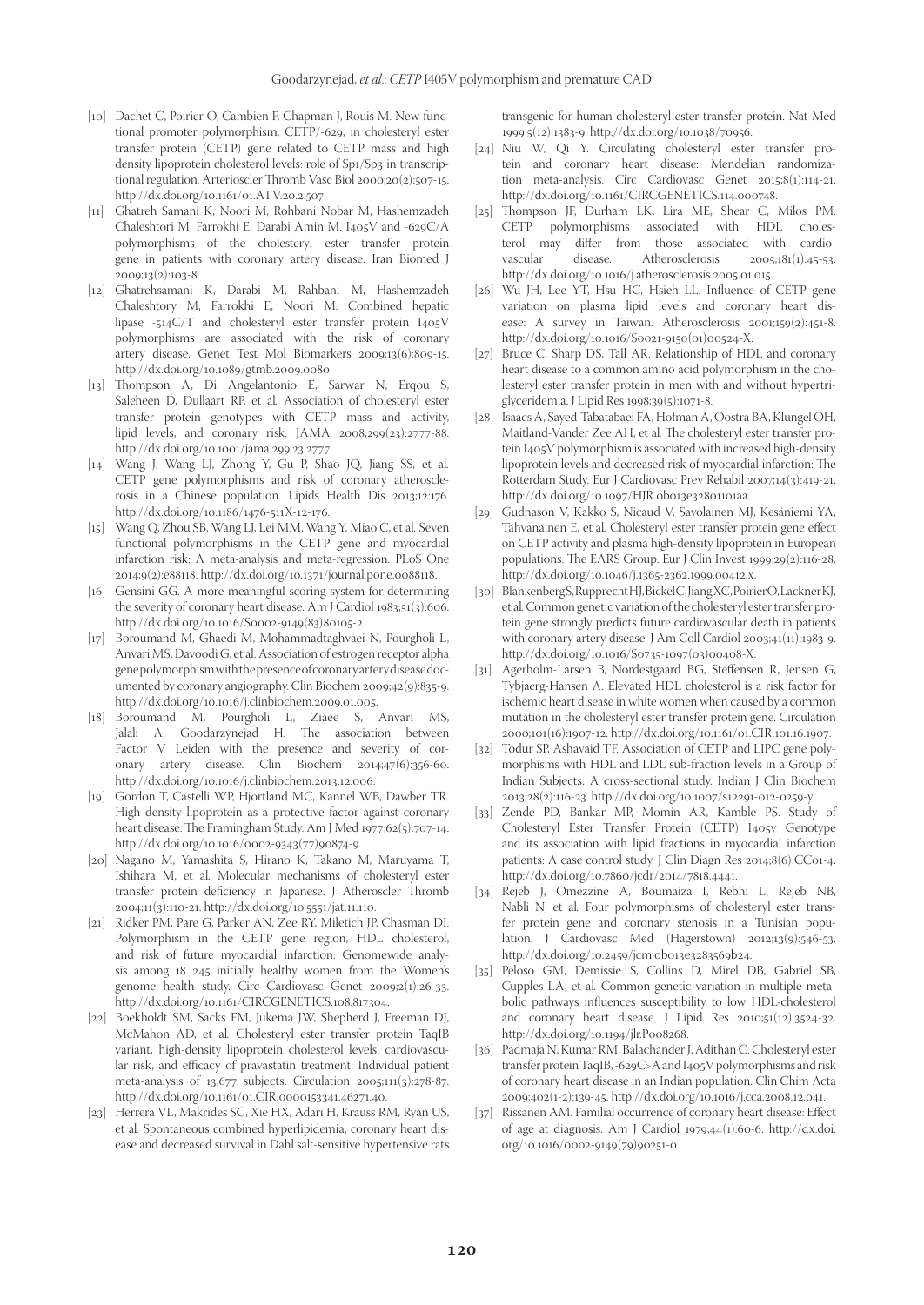[10] Dachet C, Poirier O, Cambien F, Chapman J, Rouis M. New functional promoter polymorphism, CETP/-629, in cholesteryl ester transfer protein (CETP) gene related to CETP mass and high density lipoprotein cholesterol levels: role of Sp1/Sp3 in transcriptional regulation. Arterioscler Thromb Vasc Biol 2000;20(2):507-15. http://dx.doi.org/10.1161/01.ATV.20.2.507.

[11] Ghatreh Samani K, Noori M, Rohbani Nobar M, Hashemzadeh Chaleshtori M, Farrokhi E, Darabi Amin M. I405V and -629C/A polymorphisms of the cholesteryl ester transfer protein gene in patients with coronary artery disease. Iran Biomed J 2009;13(2):103-8.

[12] Ghatrehsamani K, Darabi M, Rahbani M, Hashemzadeh Chaleshtory M, Farrokhi E, Noori M. Combined hepatic lipase -514C/T and cholesteryl ester transfer protein I405V polymorphisms are associated with the risk of coronary artery disease. Genet Test Mol Biomarkers 2009;13(6):809-15. http://dx.doi.org/10.1089/gtmb.2009.0080.

[13] Thompson A, Di Angelantonio E, Sarwar N, Erqou S, Saleheen D, Dullaart RP, et al. Association of cholesteryl ester transfer protein genotypes with CETP mass and activity, lipid levels, and coronary risk. JAMA 2008;299(23):2777-88. http://dx.doi.org/10.1001/jama.299.23.2777.

[14] Wang J, Wang LJ, Zhong Y, Gu P, Shao JQ, Jiang SS, et al. CETP gene polymorphisms and risk of coronary atherosclerosis in a Chinese population. Lipids Health Dis 2013;12:176. http://dx.doi.org/10.1186/1476-511X-12-176.

[15] Wang Q, Zhou SB, Wang LJ, Lei MM, Wang Y, Miao C, et al. Seven functional polymorphisms in the CETP gene and myocardial infarction risk: A meta-analysis and meta-regression. PLoS One 2014;9(2):e88118. http://dx.doi.org/10.1371/journal.pone.0088118.

[16] Gensini GG. A more meaningful scoring system for determining the severity of coronary heart disease. Am J Cardiol 1983;51(3):606. http://dx.doi.org/10.1016/S0002-9149(83)80105-2.

[17] Boroumand M, Ghaedi M, Mohammadtaghvaei N, Pourgholi L, Anvari MS, Davoodi G, et al. Association of estrogen receptor alpha gene polymorphism with the presence of coronary artery disease documented by coronary angiography. Clin Biochem 2009;42(9):835-9. http://dx.doi.org/10.1016/j.clinbiochem.2009.01.005.

[18] Boroumand M, Pourgholi L, Ziaee S, Anvari MS, Jalali A, Goodarzynejad H. The association between Factor V Leiden with the presence and severity of coronary artery disease. Clin Biochem 2014;47(6):356-60. http://dx.doi.org/10.1016/j.clinbiochem.2013.12.006.

[19] Gordon T, Castelli WP, Hjortland MC, Kannel WB, Dawber TR. High density lipoprotein as a protective factor against coronary heart disease. The Framingham Study. Am J Med 1977;62(5):707-14. http://dx.doi.org/10.1016/0002-9343(77)90874-9.

[20] Nagano M, Yamashita S, Hirano K, Takano M, Maruyama T, Ishihara M, et al. Molecular mechanisms of cholesteryl ester transfer protein deficiency in Japanese. J Atheroscler Thromb 2004;11(3):110-21. http://dx.doi.org/10.5551/jat.11.110.

[21] Ridker PM, Pare G, Parker AN, Zee RY, Miletich JP, Chasman DI. Polymorphism in the CETP gene region, HDL cholesterol, and risk of future myocardial infarction: Genomewide analysis among 18 245 initially healthy women from the Women's genome health study. Circ Cardiovasc Genet 2009;2(1):26-33. http://dx.doi.org/10.1161/CIRCGENETICS.108.817304.

[22] Boekholdt SM, Sacks FM, Jukema JW, Shepherd J, Freeman DJ, McMahon AD, et al. Cholesteryl ester transfer protein TaqIB variant, high-density lipoprotein cholesterol levels, cardiovascular risk, and efficacy of pravastatin treatment: Individual patient meta-analysis of 13,677 subjects. Circulation 2005;111(3):278-87. http://dx.doi.org/10.1161/01.CIR.0000153341.46271.40.

[23] Herrera VL, Makrides SC, Xie HX, Adari H, Krauss RM, Ryan US, et al. Spontaneous combined hyperlipidemia, coronary heart disease and decreased survival in Dahl salt-sensitive hypertensive rats transgenic for human cholesteryl ester transfer protein. Nat Med 1999;5(12):1383-9. http://dx.doi.org/10.1038/70956.

[24] Niu W, Qi Y. Circulating cholesteryl ester transfer protein and coronary heart disease: Mendelian randomization meta-analysis. Circ Cardiovasc Genet 2015;8(1):114-21. http://dx.doi.org/10.1161/CIRCGENETICS.114.000748.

[25] Thompson JF, Durham LK, Lira ME, Shear C, Milos PM. CETP polymorphisms associated with HDL cholesterol may differ from those associated with cardiovascular disease. Atherosclerosis 2005;181(1):45-53. http://dx.doi.org/10.1016/j.atherosclerosis.2005.01.015.

[26] Wu JH, Lee YT, Hsu HC, Hsieh LL. Influence of CETP gene variation on plasma lipid levels and coronary heart disease: A survey in Taiwan. Atherosclerosis 2001;159(2):451-8. http://dx.doi.org/10.1016/S0021-9150(01)00524-X.

[27] Bruce C, Sharp DS, Tall AR. Relationship of HDL and coronary heart disease to a common amino acid polymorphism in the cholesteryl ester transfer protein in men with and without hypertriglyceridemia. J Lipid Res 1998;39(5):1071-8.

[28] Isaacs A, Sayed-Tabatabaei FA, Hofman A, Oostra BA, Klungel OH, Maitland-Vander Zee AH, et al. The cholesteryl ester transfer protein I405V polymorphism is associated with increased high-density lipoprotein levels and decreased risk of myocardial infarction: The Rotterdam Study. Eur J Cardiovasc Prev Rehabil 2007;14(3):419-21. http://dx.doi.org/10.1097/HJR.0b013e32801101aa.

[29] Gudnason V, Kakko S, Nicaud V, Savolainen MJ, Kesäniemi YA, Tahvanainen E, et al. Cholesteryl ester transfer protein gene effect on CETP activity and plasma high-density lipoprotein in European populations. The EARS Group. Eur J Clin Invest 1999;29(2):116-28. http://dx.doi.org/10.1046/j.1365-2362.1999.00412.x.

[30] Blankenberg S, Rupprecht HJ, Bickel C, Jiang XC, Poirier O, Lackner KJ, et al. Common genetic variation of the cholesteryl ester transfer protein gene strongly predicts future cardiovascular death in patients with coronary artery disease. J Am Coll Cardiol 2003;41(11):1983-9. http://dx.doi.org/10.1016/S0735-1097(03)00408-X.

[31] Agerholm-Larsen B, Nordestgaard BG, Steffensen R, Jensen G, Tybjaerg-Hansen A. Elevated HDL cholesterol is a risk factor for ischemic heart disease in white women when caused by a common mutation in the cholesteryl ester transfer protein gene. Circulation 2000;101(16):1907-12. http://dx.doi.org/10.1161/01.CIR.101.16.1907.

[32] Todur SP, Ashavaid TF. Association of CETP and LIPC gene polymorphisms with HDL and LDL sub-fraction levels in a Group of Indian Subjects: A cross-sectional study. Indian J Clin Biochem 2013;28(2):116-23. http://dx.doi.org/10.1007/s12291-012-0259-y.

[33] Zende PD, Bankar MP, Momin AR, Kamble PS. Study of Cholesteryl Ester Transfer Protein (CETP) I405v Genotype and its association with lipid fractions in myocardial infarction patients: A case control study. J Clin Diagn Res 2014;8(6):CC01-4. http://dx.doi.org/10.7860/jcdr/2014/7818.4441.

[34] Rejeb J, Omezzine A, Boumaiza I, Rebhi L, Rejeb NB, Nabli N, et al. Four polymorphisms of cholesteryl ester transfer protein gene and coronary stenosis in a Tunisian population. J Cardiovasc Med (Hagerstown) 2012;13(9):546-53. http://dx.doi.org/10.2459/jcm.0b013e3283569b24.

[35] Peloso GM, Demissie S, Collins D, Mirel DB, Gabriel SB, Cupples LA, et al. Common genetic variation in multiple metabolic pathways influences susceptibility to low HDL-cholesterol and coronary heart disease. J Lipid Res 2010;51(12):3524-32. http://dx.doi.org/10.1194/jlr.P008268.

[36] Padmaja N, Kumar RM, Balachander J, Adithan C. Cholesteryl ester transfer protein TaqIB, -629C>A and I405V polymorphisms and risk of coronary heart disease in an Indian population. Clin Chim Acta 2009;402(1-2):139-45. http://dx.doi.org/10.1016/j.cca.2008.12.041.

[37] Rissanen AM. Familial occurrence of coronary heart disease: Effect of age at diagnosis. Am J Cardiol 1979;44(1):60-6. http://dx.doi.org/10.1016/0002-9149(79)90251-0.